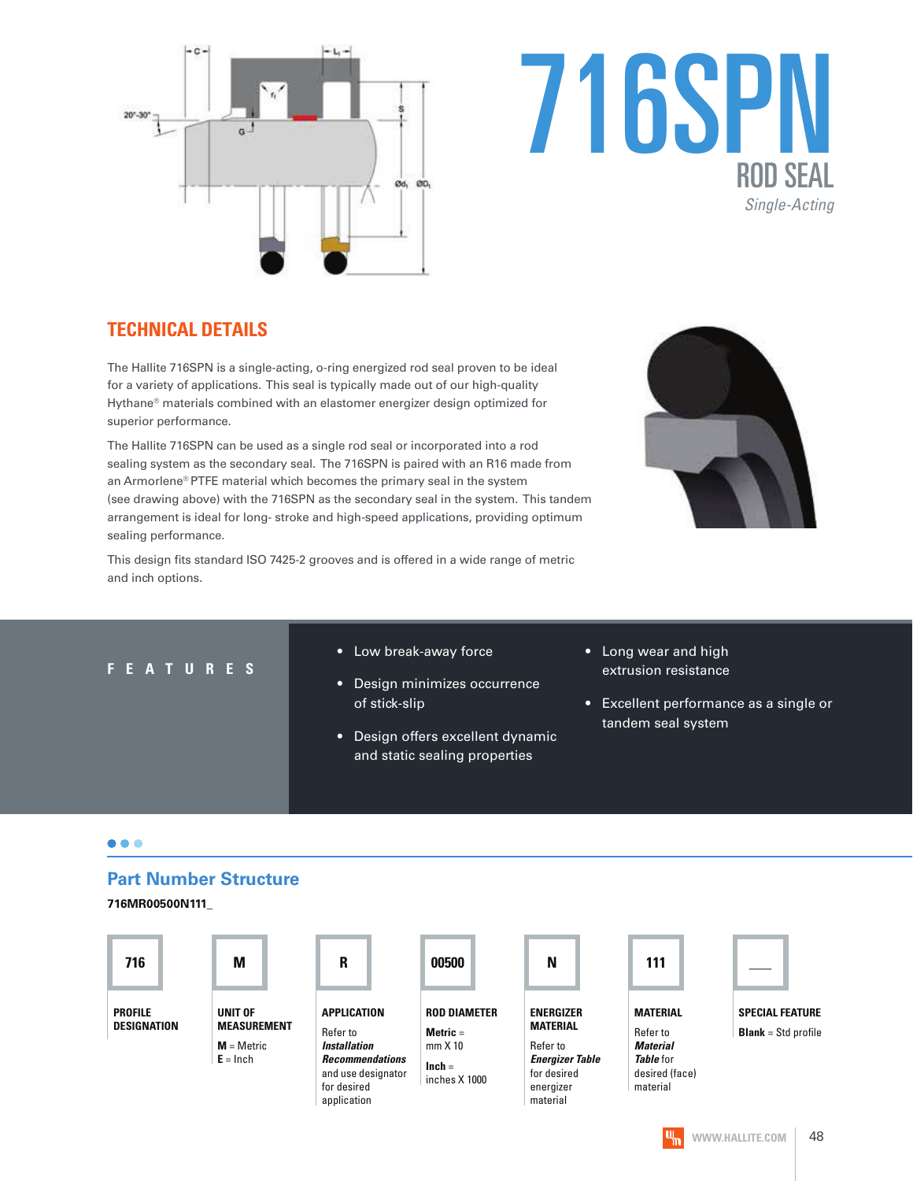# 716SPN

## ROD SEAL

*Single-Acting*

## TECHNICAL DETAILS

The Hallite 716SPN is a single-acting, o-ring energized rod seal proven to be ideal for a variety of applications. This seal is typically made out of our high-quality Hythane® materials combined with an elastomer energizer design optimized for superior performance.

The Hallite 716SPN can be used as a single rod seal or incorporated into a rod sealing system as the secondary seal. The 716SPN is paired with an R16 made from an Armorlene® PTFE material which becomes the primary seal in the system (see drawing above) with the 716SPN as the secondary seal in the system. This tandem arrangement is ideal for long- stroke and high-speed applications, providing optimum sealing performance.

This design fits standard ISO 7425-2 grooves and is offered in a wide range of metric and inch options.

## FEATURES

- Low break-away force
- Design minimizes occurrence of stick-slip
- Design offers excellent dynamic and static sealing properties
- Long wear and high extrusion resistance
- Excellent performance as a single or tandem seal system

## Part Number Structure

**716MR00500N111_**

| 716 | M | R | 00500 | N | 111 | ___ |
|---|---|---|---|---|---|---|
| **PROFILE DESIGNATION** | **UNIT OF MEASUREMENT** | **APPLICATION** | **ROD DIAMETER** | **ENERGIZER MATERIAL** | **MATERIAL** | **SPECIAL FEATURE** |
| | **M** = Metric<br>**E** = Inch | Refer to ***Installation Recommendations*** and use designator for desired application | **Metric** = mm X 10<br>**Inch** = inches X 1000 | Refer to ***Energizer Table*** for desired energizer material | Refer to ***Material Table*** for desired (face) material | **Blank** = Std profile |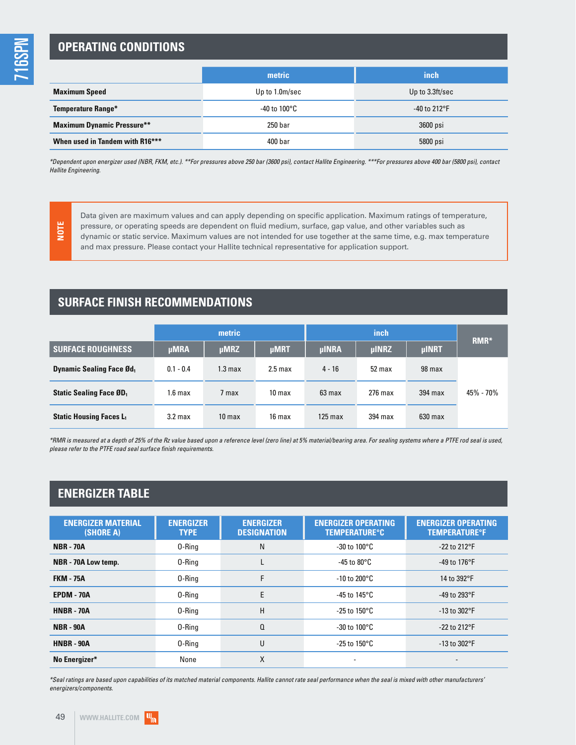## OPERATING CONDITIONS

| | metric | inch |
|---|---|---|
| **Maximum Speed** | Up to 1.0m/sec | Up to 3.3ft/sec |
| **Temperature Range*** | -40 to 100°C | -40 to 212°F |
| **Maximum Dynamic Pressure**** | 250 bar | 3600 psi |
| **When used in Tandem with R16***** | 400 bar | 5800 psi |

*\*Dependent upon energizer used (NBR, FKM, etc.). \*\*For pressures above 250 bar (3600 psi), contact Hallite Engineering. \*\*\*For pressures above 400 bar (5800 psi), contact Hallite Engineering.*

> **NOTE**
>
> Data given are maximum values and can apply depending on specific application. Maximum ratings of temperature, pressure, or operating speeds are dependent on fluid medium, surface, gap value, and other variables such as dynamic or static service. Maximum values are not intended for use together at the same time, e.g. max temperature and max pressure. Please contact your Hallite technical representative for application support.

## SURFACE FINISH RECOMMENDATIONS

| | metric | | | inch | | | RMR* |
|---|---|---|---|---|---|---|---|
| **SURFACE ROUGHNESS** | µMRA | µMRZ | µMRT | µINRA | µINRZ | µINRT | |
| **Dynamic Sealing Face Ød$_1$** | 0.1 - 0.4 | 1.3 max | 2.5 max | 4 - 16 | 52 max | 98 max | 45% - 70% |
| **Static Sealing Face ØD$_1$** | 1.6 max | 7 max | 10 max | 63 max | 276 max | 394 max | |
| **Static Housing Faces L$_1$** | 3.2 max | 10 max | 16 max | 125 max | 394 max | 630 max | |

*\*RMR is measured at a depth of 25% of the Rz value based upon a reference level (zero line) at 5% material/bearing area. For sealing systems where a PTFE rod seal is used, please refer to the PTFE road seal surface finish requirements.*

## ENERGIZER TABLE

| ENERGIZER MATERIAL (SHORE A) | ENERGIZER TYPE | ENERGIZER DESIGNATION | ENERGIZER OPERATING TEMPERATURE°C | ENERGIZER OPERATING TEMPERATURE°F |
|---|---|---|---|---|
| **NBR - 70A** | O-Ring | N | -30 to 100°C | -22 to 212°F |
| **NBR - 70A Low temp.** | O-Ring | L | -45 to 80°C | -49 to 176°F |
| **FKM - 75A** | O-Ring | F | -10 to 200°C | 14 to 392°F |
| **EPDM - 70A** | O-Ring | E | -45 to 145°C | -49 to 293°F |
| **HNBR - 70A** | O-Ring | H | -25 to 150°C | -13 to 302°F |
| **NBR - 90A** | O-Ring | Q | -30 to 100°C | -22 to 212°F |
| **HNBR - 90A** | O-Ring | U | -25 to 150°C | -13 to 302°F |
| **No Energizer*** | None | X | - | - |

*\*Seal ratings are based upon capabilities of its matched material components. Hallite cannot rate seal performance when the seal is mixed with other manufacturers' energizers/components.*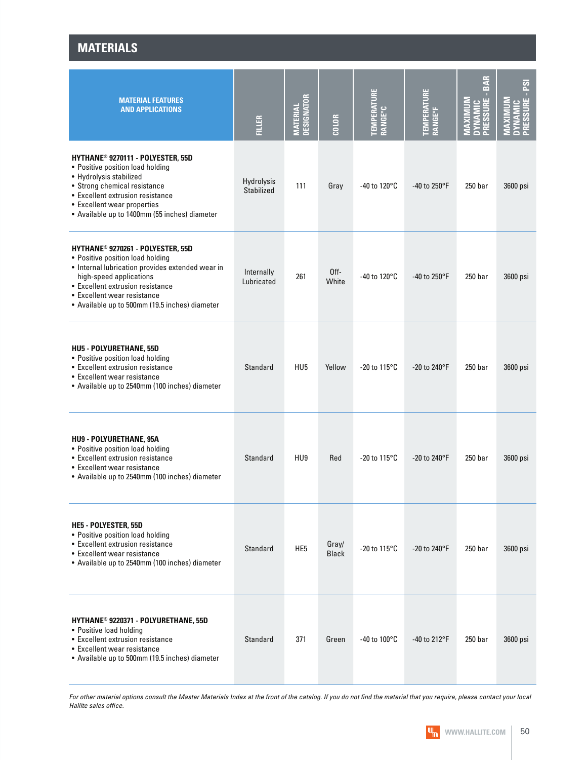## MATERIALS

| MATERIAL FEATURES AND APPLICATIONS | FILLER | MATERIAL DESIGNATOR | COLOR | TEMPERATURE RANGE°C | TEMPERATURE RANGE°F | MAXIMUM DYNAMIC PRESSURE - BAR | MAXIMUM DYNAMIC PRESSURE - PSI |
|---|---|---|---|---|---|---|---|
| **HYTHANE® 9270111 - POLYESTER, 55D**<br>• Positive position load holding<br>• Hydrolysis stabilized<br>• Strong chemical resistance<br>• Excellent extrusion resistance<br>• Excellent wear properties<br>• Available up to 1400mm (55 inches) diameter | Hydrolysis Stabilized | 111 | Gray | -40 to 120°C | -40 to 250°F | 250 bar | 3600 psi |
| **HYTHANE® 9270261 - POLYESTER, 55D**<br>• Positive position load holding<br>• Internal lubrication provides extended wear in high-speed applications<br>• Excellent extrusion resistance<br>• Excellent wear resistance<br>• Available up to 500mm (19.5 inches) diameter | Internally Lubricated | 261 | Off-White | -40 to 120°C | -40 to 250°F | 250 bar | 3600 psi |
| **HU5 - POLYURETHANE, 55D**<br>• Positive position load holding<br>• Excellent extrusion resistance<br>• Excellent wear resistance<br>• Available up to 2540mm (100 inches) diameter | Standard | HU5 | Yellow | -20 to 115°C | -20 to 240°F | 250 bar | 3600 psi |
| **HU9 - POLYURETHANE, 95A**<br>• Positive position load holding<br>• Excellent extrusion resistance<br>• Excellent wear resistance<br>• Available up to 2540mm (100 inches) diameter | Standard | HU9 | Red | -20 to 115°C | -20 to 240°F | 250 bar | 3600 psi |
| **HE5 - POLYESTER, 55D**<br>• Positive position load holding<br>• Excellent extrusion resistance<br>• Excellent wear resistance<br>• Available up to 2540mm (100 inches) diameter | Standard | HE5 | Gray/ Black | -20 to 115°C | -20 to 240°F | 250 bar | 3600 psi |
| **HYTHANE® 9220371 - POLYURETHANE, 55D**<br>• Positive load holding<br>• Excellent extrusion resistance<br>• Excellent wear resistance<br>• Available up to 500mm (19.5 inches) diameter | Standard | 371 | Green | -40 to 100°C | -40 to 212°F | 250 bar | 3600 psi |

*For other material options consult the Master Materials Index at the front of the catalog. If you do not find the material that you require, please contact your local Hallite sales office.*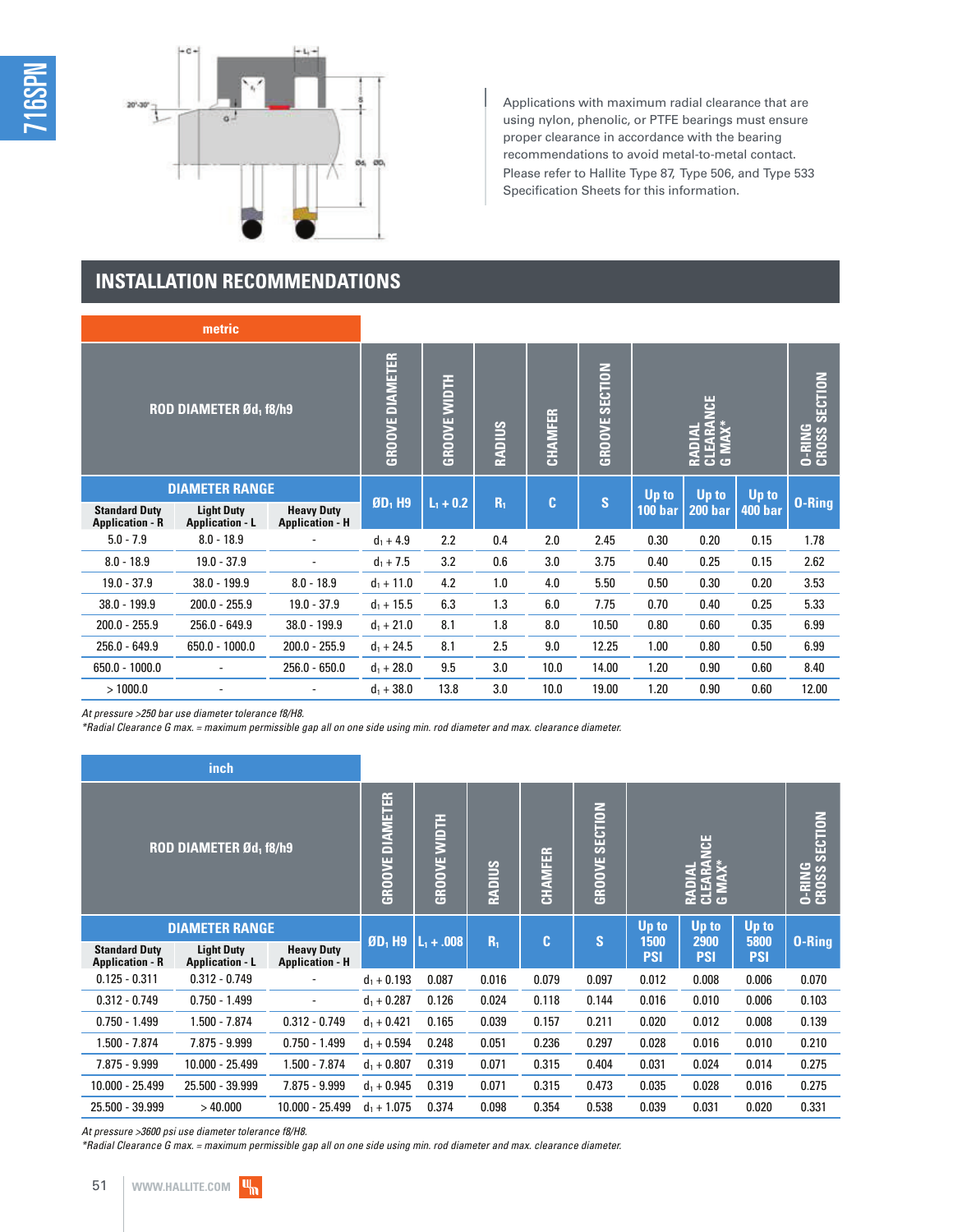Applications with maximum radial clearance that are using nylon, phenolic, or PTFE bearings must ensure proper clearance in accordance with the bearing recommendations to avoid metal-to-metal contact. Please refer to Hallite Type 87, Type 506, and Type 533 Specification Sheets for this information.

## INSTALLATION RECOMMENDATIONS

**metric**

| ROD DIAMETER Ø$d_1$ f8/h9 | | | GROOVE DIAMETER | GROOVE WIDTH | RADIUS | CHAMFER | GROOVE SECTION | RADIAL CLEARANCE G MAX* | | | O-RING CROSS SECTION |
|---|---|---|---|---|---|---|---|---|---|---|---|
| DIAMETER RANGE | | | Ø$D_1$ H9 | $L_1$ + 0.2 | $R_1$ | C | S | Up to 100 bar | Up to 200 bar | Up to 400 bar | O-Ring |
| Standard Duty Application - R | Light Duty Application - L | Heavy Duty Application - H | | | | | | | | | |
| 5.0 - 7.9 | 8.0 - 18.9 | - | $d_1$ + 4.9 | 2.2 | 0.4 | 2.0 | 2.45 | 0.30 | 0.20 | 0.15 | 1.78 |
| 8.0 - 18.9 | 19.0 - 37.9 | - | $d_1$ + 7.5 | 3.2 | 0.6 | 3.0 | 3.75 | 0.40 | 0.25 | 0.15 | 2.62 |
| 19.0 - 37.9 | 38.0 - 199.9 | 8.0 - 18.9 | $d_1$ + 11.0 | 4.2 | 1.0 | 4.0 | 5.50 | 0.50 | 0.30 | 0.20 | 3.53 |
| 38.0 - 199.9 | 200.0 - 255.9 | 19.0 - 37.9 | $d_1$ + 15.5 | 6.3 | 1.3 | 6.0 | 7.75 | 0.70 | 0.40 | 0.25 | 5.33 |
| 200.0 - 255.9 | 256.0 - 649.9 | 38.0 - 199.9 | $d_1$ + 21.0 | 8.1 | 1.8 | 8.0 | 10.50 | 0.80 | 0.60 | 0.35 | 6.99 |
| 256.0 - 649.9 | 650.0 - 1000.0 | 200.0 - 255.9 | $d_1$ + 24.5 | 8.1 | 2.5 | 9.0 | 12.25 | 1.00 | 0.80 | 0.50 | 6.99 |
| 650.0 - 1000.0 | - | 256.0 - 650.0 | $d_1$ + 28.0 | 9.5 | 3.0 | 10.0 | 14.00 | 1.20 | 0.90 | 0.60 | 8.40 |
| > 1000.0 | - | - | $d_1$ + 38.0 | 13.8 | 3.0 | 10.0 | 19.00 | 1.20 | 0.90 | 0.60 | 12.00 |

*At pressure >250 bar use diameter tolerance f8/H8.*
*\*Radial Clearance G max. = maximum permissible gap all on one side using min. rod diameter and max. clearance diameter.*

**inch**

| ROD DIAMETER Ø$d_1$ f8/h9 | | | GROOVE DIAMETER | GROOVE WIDTH | RADIUS | CHAMFER | GROOVE SECTION | RADIAL CLEARANCE G MAX* | | | O-RING CROSS SECTION |
|---|---|---|---|---|---|---|---|---|---|---|---|
| DIAMETER RANGE | | | Ø$D_1$ H9 | $L_1$ + .008 | $R_1$ | C | S | Up to 1500 PSI | Up to 2900 PSI | Up to 5800 PSI | O-Ring |
| Standard Duty Application - R | Light Duty Application - L | Heavy Duty Application - H | | | | | | | | | |
| 0.125 - 0.311 | 0.312 - 0.749 | - | $d_1$ + 0.193 | 0.087 | 0.016 | 0.079 | 0.097 | 0.012 | 0.008 | 0.006 | 0.070 |
| 0.312 - 0.749 | 0.750 - 1.499 | - | $d_1$ + 0.287 | 0.126 | 0.024 | 0.118 | 0.144 | 0.016 | 0.010 | 0.006 | 0.103 |
| 0.750 - 1.499 | 1.500 - 7.874 | 0.312 - 0.749 | $d_1$ + 0.421 | 0.165 | 0.039 | 0.157 | 0.211 | 0.020 | 0.012 | 0.008 | 0.139 |
| 1.500 - 7.874 | 7.875 - 9.999 | 0.750 - 1.499 | $d_1$ + 0.594 | 0.248 | 0.051 | 0.236 | 0.297 | 0.028 | 0.016 | 0.010 | 0.210 |
| 7.875 - 9.999 | 10.000 - 25.499 | 1.500 - 7.874 | $d_1$ + 0.807 | 0.319 | 0.071 | 0.315 | 0.404 | 0.031 | 0.024 | 0.014 | 0.275 |
| 10.000 - 25.499 | 25.500 - 39.999 | 7.875 - 9.999 | $d_1$ + 0.945 | 0.319 | 0.071 | 0.315 | 0.473 | 0.035 | 0.028 | 0.016 | 0.275 |
| 25.500 - 39.999 | > 40.000 | 10.000 - 25.499 | $d_1$ + 1.075 | 0.374 | 0.098 | 0.354 | 0.538 | 0.039 | 0.031 | 0.020 | 0.331 |

*At pressure >3600 psi use diameter tolerance f8/H8.*
*\*Radial Clearance G max. = maximum permissible gap all on one side using min. rod diameter and max. clearance diameter.*